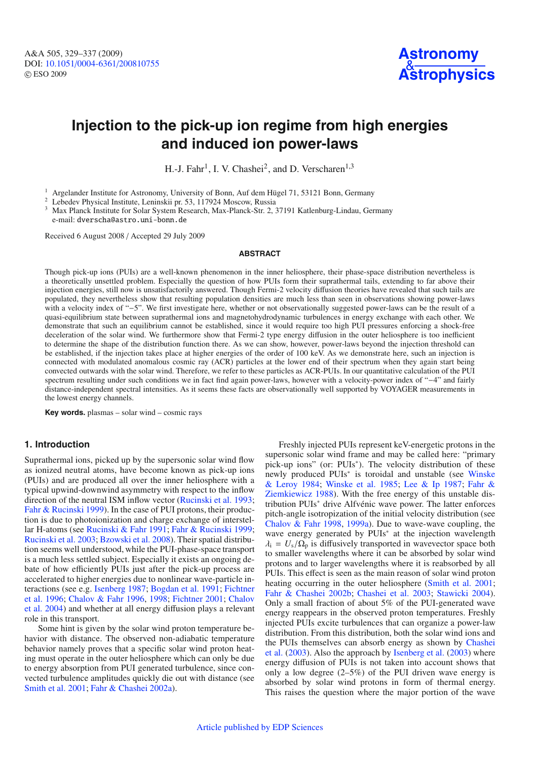# Injection to the pick-up ion regime from high energies and induced ion power-laws

H.-J. Fahr[1], I. V. Chashei[2], and D. Verscharen[1,3]

[1] Argelander Institute for Astronomy, University of Bonn, Auf dem Hügel 71, 53121 Bonn, Germany
[2] Lebedev Physical Institute, Leninskii pr. 53, 117924 Moscow, Russia
[3] Max Planck Institute for Solar System Research, Max-Planck-Str. 2, 37191 Katlenburg-Lindau, Germany
e-mail: dverscha@astro.uni-bonn.de

Received 6 August 2008 / Accepted 29 July 2009

## ABSTRACT

Though pick-up ions (PUIs) are a well-known phenomenon in the inner heliosphere, their phase-space distribution nevertheless is a theoretically unsettled problem. Especially the question of how PUIs form their suprathermal tails, extending to far above their injection energies, still now is unsatisfactorily answered. Though Fermi-2 velocity diffusion theories have revealed that such tails are populated, they nevertheless show that resulting population densities are much less than seen in observations showing power-laws with a velocity index of "−5". We first investigate here, whether or not observationally suggested power-laws can be the result of a quasi-equilibrium state between suprathermal ions and magnetohydrodynamic turbulences in energy exchange with each other. We demonstrate that such an equilibrium cannot be established, since it would require too high PUI pressures enforcing a shock-free deceleration of the solar wind. We furthermore show that Fermi-2 type energy diffusion in the outer heliosphere is too inefficient to determine the shape of the distribution function there. As we can show, however, power-laws beyond the injection threshold can be established, if the injection takes place at higher energies of the order of 100 keV. As we demonstrate here, such an injection is connected with modulated anomalous cosmic ray (ACR) particles at the lower end of their spectrum when they again start being convected outwards with the solar wind. Therefore, we refer to these particles as ACR-PUIs. In our quantitative calculation of the PUI spectrum resulting under such conditions we in fact find again power-laws, however with a velocity-power index of "−4" and fairly distance-independent spectral intensities. As it seems these facts are observationally well supported by VOYAGER measurements in the lowest energy channels.

**Key words.** plasmas – solar wind – cosmic rays

## 1. Introduction

Suprathermal ions, picked up by the supersonic solar wind flow as ionized neutral atoms, have become known as pick-up ions (PUIs) and are produced all over the inner heliosphere with a typical upwind-downwind asymmetry with respect to the inflow direction of the neutral ISM inflow vector (Rucinski et al. 1993; Fahr & Rucinski 1999). In the case of PUI protons, their production is due to photoionization and charge exchange of interstellar H-atoms (see Rucinski & Fahr 1991; Fahr & Rucinski 1999; Rucinski et al. 2003; Bzowski et al. 2008). Their spatial distribution seems well understood, while the PUI-phase-space transport is a much less settled subject. Especially it exists an ongoing debate of how efficiently PUIs just after the pick-up process are accelerated to higher energies due to nonlinear wave-particle interactions (see e.g. Isenberg 1987; Bogdan et al. 1991; Fichtner et al. 1996; Chalov & Fahr 1996, 1998; Fichtner 2001; Chalov et al. 2004) and whether at all energy diffusion plays a relevant role in this transport.

Some hint is given by the solar wind proton temperature behavior with distance. The observed non-adiabatic temperature behavior namely proves that a specific solar wind proton heating must operate in the outer heliosphere which can only be due to energy absorption from PUI generated turbulence, since convected turbulence amplitudes quickly die out with distance (see Smith et al. 2001; Fahr & Chashei 2002a).

Freshly injected PUIs represent keV-energetic protons in the supersonic solar wind frame and may be called here: "primary pick-up ions" (or: PUIs*). The velocity distribution of these newly produced PUIs* is toroidal and unstable (see Winske & Leroy 1984; Winske et al. 1985; Lee & Ip 1987; Fahr & Ziemkiewicz 1988). With the free energy of this unstable distribution PUIs* drive Alfvénic wave power. The latter enforces pitch-angle isotropization of the initial velocity distribution (see Chalov & Fahr 1998, 1999a). Due to wave-wave coupling, the wave energy generated by PUIs* at the injection wavelength $\lambda_i = U_s/\Omega_p$ is diffusively transported in wavevector space both to smaller wavelengths where it can be absorbed by solar wind protons and to larger wavelengths where it is reabsorbed by all PUIs. This effect is seen as the main reason of solar wind proton heating occurring in the outer heliosphere (Smith et al. 2001; Fahr & Chashei 2002b; Chashei et al. 2003; Stawicki 2004). Only a small fraction of about 5% of the PUI-generated wave energy reappears in the observed proton temperatures. Freshly injected PUIs excite turbulences that can organize a power-law distribution. From this distribution, both the solar wind ions and the PUIs themselves can absorb energy as shown by Chashei et al. (2003). Also the approach by Isenberg et al. (2003) where energy diffusion of PUIs is not taken into account shows that only a low degree (2–5%) of the PUI driven wave energy is absorbed by solar wind protons in form of thermal energy. This raises the question where the major portion of the wave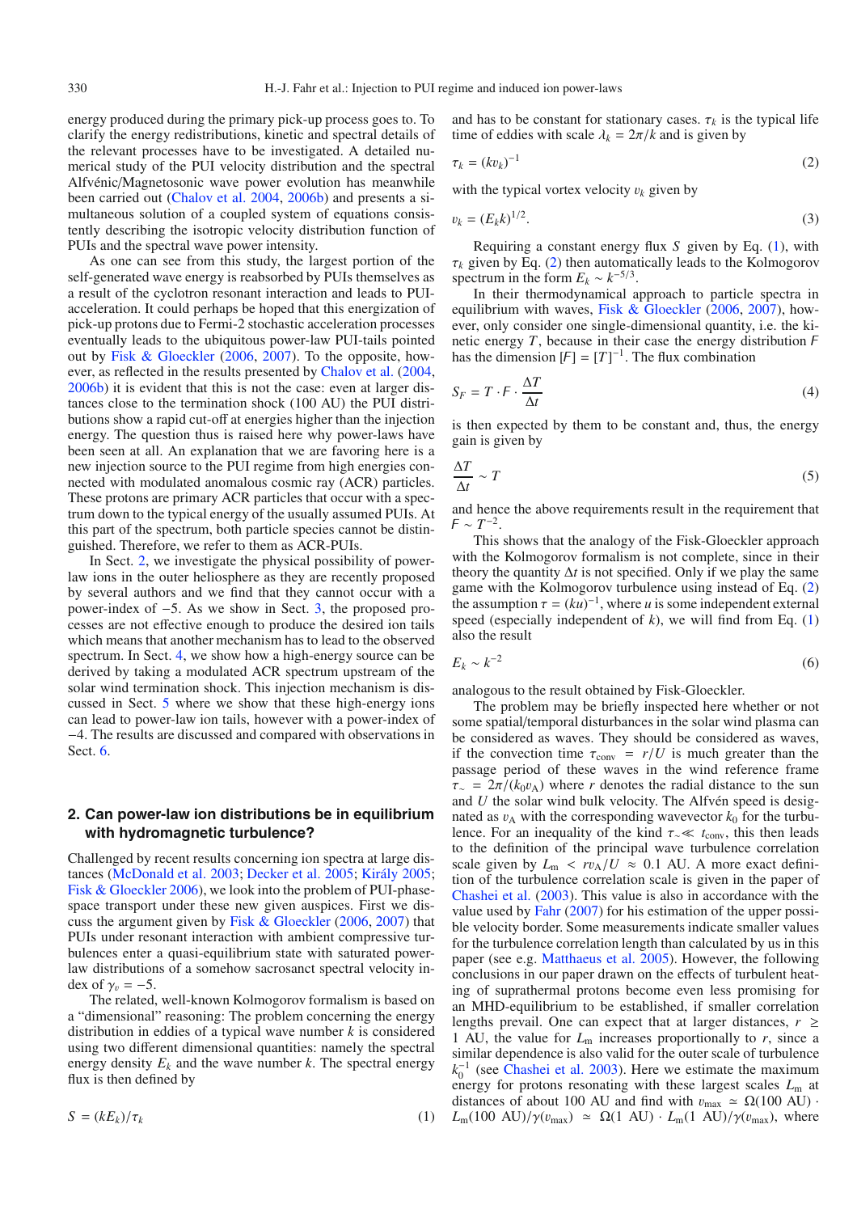energy produced during the primary pick-up process goes to. To clarify the energy redistributions, kinetic and spectral details of the relevant processes have to be investigated. A detailed numerical study of the PUI velocity distribution and the spectral Alfvénic/Magnetosonic wave power evolution has meanwhile been carried out (Chalov et al. 2004, 2006b) and presents a simultaneous solution of a coupled system of equations consistently describing the isotropic velocity distribution function of PUIs and the spectral wave power intensity.

As one can see from this study, the largest portion of the self-generated wave energy is reabsorbed by PUIs themselves as a result of the cyclotron resonant interaction and leads to PUI-acceleration. It could perhaps be hoped that this energization of pick-up protons due to Fermi-2 stochastic acceleration processes eventually leads to the ubiquitous power-law PUI-tails pointed out by Fisk & Gloeckler (2006, 2007). To the opposite, however, as reflected in the results presented by Chalov et al. (2004, 2006b) it is evident that this is not the case: even at larger distances close to the termination shock (100 AU) the PUI distributions show a rapid cut-off at energies higher than the injection energy. The question thus is raised here why power-laws have been seen at all. An explanation that we are favoring here is a new injection source to the PUI regime from high energies connected with modulated anomalous cosmic ray (ACR) particles. These protons are primary ACR particles that occur with a spectrum down to the typical energy of the usually assumed PUIs. At this part of the spectrum, both particle species cannot be distinguished. Therefore, we refer to them as ACR-PUIs.

In Sect. 2, we investigate the physical possibility of power-law ions in the outer heliosphere as they are recently proposed by several authors and we find that they cannot occur with a power-index of −5. As we show in Sect. 3, the proposed processes are not effective enough to produce the desired ion tails which means that another mechanism has to lead to the observed spectrum. In Sect. 4, we show how a high-energy source can be derived by taking a modulated ACR spectrum upstream of the solar wind termination shock. This injection mechanism is discussed in Sect. 5 where we show that these high-energy ions can lead to power-law ion tails, however with a power-index of −4. The results are discussed and compared with observations in Sect. 6.

## 2. Can power-law ion distributions be in equilibrium with hydromagnetic turbulence?

Challenged by recent results concerning ion spectra at large distances (McDonald et al. 2003; Decker et al. 2005; Király 2005; Fisk & Gloeckler 2006), we look into the problem of PUI-phase-space transport under these new given auspices. First we discuss the argument given by Fisk & Gloeckler (2006, 2007) that PUIs under resonant interaction with ambient compressive turbulences enter a quasi-equilibrium state with saturated power-law distributions of a somehow sacrosanct spectral velocity index of $\gamma_v = -5$.

The related, well-known Kolmogorov formalism is based on a "dimensional" reasoning: The problem concerning the energy distribution in eddies of a typical wave number $k$ is considered using two different dimensional quantities: namely the spectral energy density $E_k$ and the wave number $k$. The spectral energy flux is then defined by

$$S = (kE_k)/\tau_k \tag{1}$$

and has to be constant for stationary cases. $\tau_k$ is the typical life time of eddies with scale $\lambda_k = 2\pi/k$ and is given by

$$\tau_k = (kv_k)^{-1} \tag{2}$$

with the typical vortex velocity $v_k$ given by

$$v_k = (E_k k)^{1/2}. \tag{3}$$

Requiring a constant energy flux $S$ given by Eq. (1), with $\tau_k$ given by Eq. (2) then automatically leads to the Kolmogorov spectrum in the form $E_k \sim k^{-5/3}$.

In their thermodynamical approach to particle spectra in equilibrium with waves, Fisk & Gloeckler (2006, 2007), however, only consider one single-dimensional quantity, i.e. the kinetic energy $T$, because in their case the energy distribution $F$ has the dimension $[F] = [T]^{-1}$. The flux combination

$$S_F = T \cdot F \cdot \frac{\Delta T}{\Delta t} \tag{4}$$

is then expected by them to be constant and, thus, the energy gain is given by

$$\frac{\Delta T}{\Delta t} \sim T \tag{5}$$

and hence the above requirements result in the requirement that $F \sim T^{-2}$.

This shows that the analogy of the Fisk-Gloeckler approach with the Kolmogorov formalism is not complete, since in their theory the quantity $\Delta t$ is not specified. Only if we play the same game with the Kolmogorov turbulence using instead of Eq. (2) the assumption $\tau = (ku)^{-1}$, where $u$ is some independent external speed (especially independent of $k$), we will find from Eq. (1) also the result

$$E_k \sim k^{-2} \tag{6}$$

analogous to the result obtained by Fisk-Gloeckler.

The problem may be briefly inspected here whether or not some spatial/temporal disturbances in the solar wind plasma can be considered as waves. They should be considered as waves, if the convection time $\tau_{\mathrm{conv}} = r/U$ is much greater than the passage period of these waves in the wind reference frame $\tau_\sim = 2\pi/(k_0 v_A)$ where $r$ denotes the radial distance to the sun and $U$ the solar wind bulk velocity. The Alfvén speed is designated as $v_A$ with the corresponding wavevector $k_0$ for the turbulence. For an inequality of the kind $\tau_\sim \ll t_{\mathrm{conv}}$, this then leads to the definition of the principal wave turbulence correlation scale given by $L_m < rv_A/U \approx 0.1$ AU. A more exact definition of the turbulence correlation scale is given in the paper of Chashei et al. (2003). This value is also in accordance with the value used by Fahr (2007) for his estimation of the upper possible velocity border. Some measurements indicate smaller values for the turbulence correlation length than calculated by us in this paper (see e.g. Matthaeus et al. 2005). However, the following conclusions in our paper drawn on the effects of turbulent heating of suprathermal protons become even less promising for an MHD-equilibrium to be established, if smaller correlation lengths prevail. One can expect that at larger distances, $r \geq 1$ AU, the value for $L_m$ increases proportionally to $r$, since a similar dependence is also valid for the outer scale of turbulence $k_0^{-1}$ (see Chashei et al. 2003). Here we estimate the maximum energy for protons resonating with these largest scales $L_m$ at distances of about 100 AU and find with $v_{\max} \simeq \Omega(100\text{ AU}) \cdot L_m(100\text{ AU})/\gamma(v_{\max}) \simeq \Omega(1\text{ AU}) \cdot L_m(1\text{ AU})/\gamma(v_{\max})$, where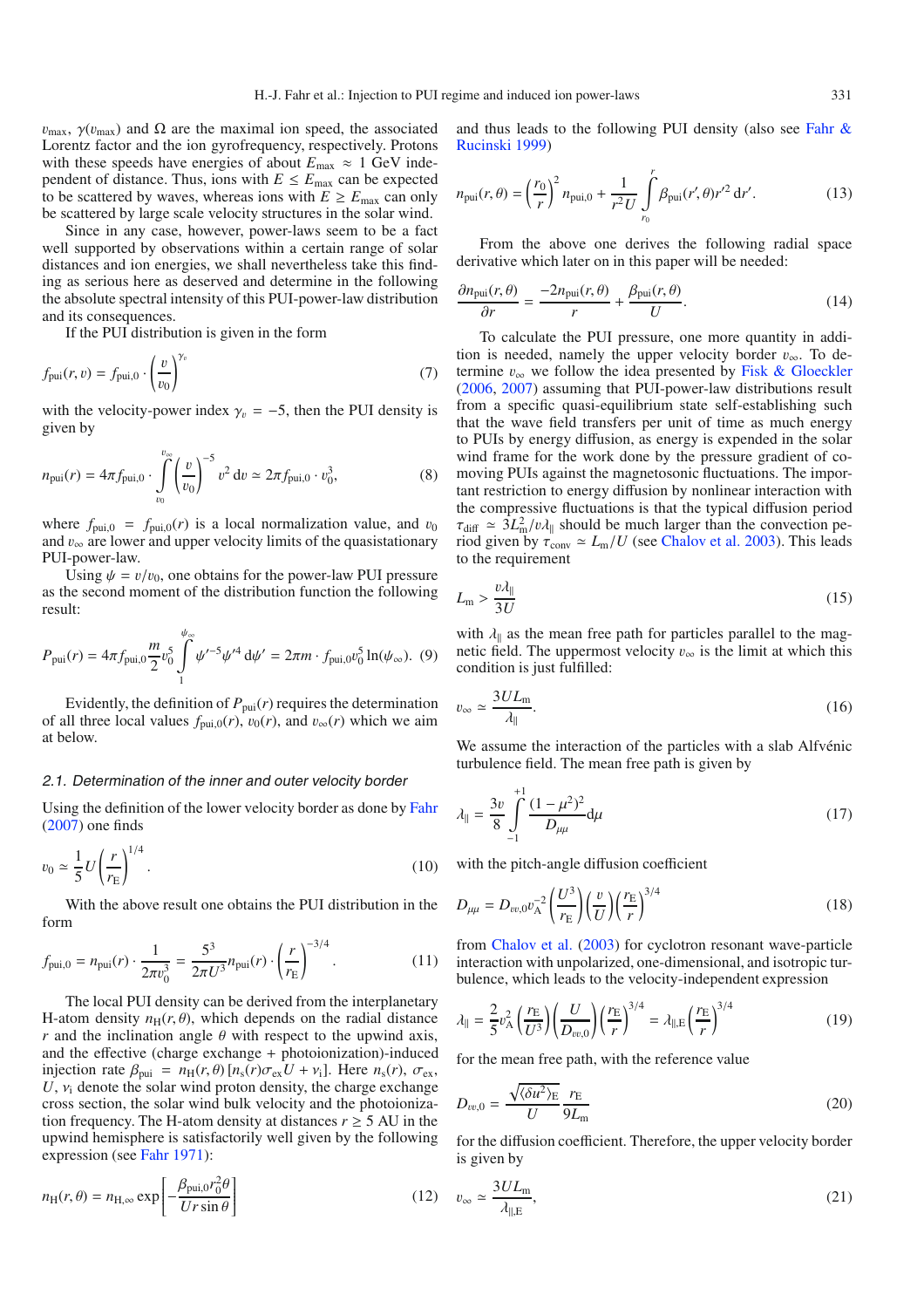$v_{\max}$, $\gamma(v_{\max})$ and $\Omega$ are the maximal ion speed, the associated Lorentz factor and the ion gyrofrequency, respectively. Protons with these speeds have energies of about $E_{\max} \approx 1$ GeV independent of distance. Thus, ions with $E \leq E_{\max}$ can be expected to be scattered by waves, whereas ions with $E \geq E_{\max}$ can only be scattered by large scale velocity structures in the solar wind.

Since in any case, however, power-laws seem to be a fact well supported by observations within a certain range of solar distances and ion energies, we shall nevertheless take this finding as serious here as deserved and determine in the following the absolute spectral intensity of this PUI-power-law distribution and its consequences.

If the PUI distribution is given in the form

$$f_{\mathrm{pui}}(r,v) = f_{\mathrm{pui},0} \cdot \left(\frac{v}{v_0}\right)^{\gamma_v} \tag{7}$$

with the velocity-power index $\gamma_v = -5$, then the PUI density is given by

$$n_{\mathrm{pui}}(r) = 4\pi f_{\mathrm{pui},0} \cdot \int_{v_0}^{v_\infty} \left(\frac{v}{v_0}\right)^{-5} v^2\,\mathrm{d}v \simeq 2\pi f_{\mathrm{pui},0} \cdot v_0^3, \tag{8}$$

where $f_{\mathrm{pui},0} = f_{\mathrm{pui},0}(r)$ is a local normalization value, and $v_0$ and $v_\infty$ are lower and upper velocity limits of the quasistationary PUI-power-law.

Using $\psi = v/v_0$, one obtains for the power-law PUI pressure as the second moment of the distribution function the following result:

$$P_{\mathrm{pui}}(r) = 4\pi f_{\mathrm{pui},0} \frac{m}{2} v_0^5 \int_1^{\psi_\infty} \psi'^{-5}\psi'^4\,\mathrm{d}\psi' = 2\pi m \cdot f_{\mathrm{pui},0} v_0^5 \ln(\psi_\infty). \tag{9}$$

Evidently, the definition of $P_{\mathrm{pui}}(r)$ requires the determination of all three local values $f_{\mathrm{pui},0}(r)$, $v_0(r)$, and $v_\infty(r)$ which we aim at below.

### 2.1. Determination of the inner and outer velocity border

Using the definition of the lower velocity border as done by Fahr (2007) one finds

$$v_0 \simeq \frac{1}{5} U \left(\frac{r}{r_{\mathrm{E}}}\right)^{1/4}. \tag{10}$$

With the above result one obtains the PUI distribution in the form

$$f_{\mathrm{pui},0} = n_{\mathrm{pui}}(r) \cdot \frac{1}{2\pi v_0^3} = \frac{5^3}{2\pi U^3} n_{\mathrm{pui}}(r) \cdot \left(\frac{r}{r_{\mathrm{E}}}\right)^{-3/4}. \tag{11}$$

The local PUI density can be derived from the interplanetary H-atom density $n_{\mathrm{H}}(r,\theta)$, which depends on the radial distance $r$ and the inclination angle $\theta$ with respect to the upwind axis, and the effective (charge exchange + photoionization)-induced injection rate $\beta_{\mathrm{pui}} = n_{\mathrm{H}}(r,\theta)\,[n_{\mathrm{s}}(r)\sigma_{\mathrm{ex}} U + \nu_{\mathrm{i}}]$. Here $n_{\mathrm{s}}(r)$, $\sigma_{\mathrm{ex}}$, $U$, $\nu_{\mathrm{i}}$ denote the solar wind proton density, the charge exchange cross section, the solar wind bulk velocity and the photoionization frequency. The H-atom density at distances $r \geq 5$ AU in the upwind hemisphere is satisfactorily well given by the following expression (see Fahr 1971):

$$n_{\mathrm{H}}(r,\theta) = n_{\mathrm{H},\infty} \exp\left[-\frac{\beta_{\mathrm{pui},0} r_0^2 \theta}{U r \sin\theta}\right] \tag{12}$$

and thus leads to the following PUI density (also see Fahr & Rucinski 1999)

$$n_{\mathrm{pui}}(r,\theta) = \left(\frac{r_0}{r}\right)^2 n_{\mathrm{pui},0} + \frac{1}{r^2 U} \int_{r_0}^{r} \beta_{\mathrm{pui}}(r',\theta) r'^2\,\mathrm{d}r'. \tag{13}$$

From the above one derives the following radial space derivative which later on in this paper will be needed:

$$\frac{\partial n_{\mathrm{pui}}(r,\theta)}{\partial r} = \frac{-2 n_{\mathrm{pui}}(r,\theta)}{r} + \frac{\beta_{\mathrm{pui}}(r,\theta)}{U}. \tag{14}$$

To calculate the PUI pressure, one more quantity in addition is needed, namely the upper velocity border $v_\infty$. To determine $v_\infty$ we follow the idea presented by Fisk & Gloeckler (2006, 2007) assuming that PUI-power-law distributions result from a specific quasi-equilibrium state self-establishing such that the wave field transfers per unit of time as much energy to PUIs by energy diffusion, as energy is expended in the solar wind frame for the work done by the pressure gradient of co-moving PUIs against the magnetosonic fluctuations. The important restriction to energy diffusion by nonlinear interaction with the compressive fluctuations is that the typical diffusion period $\tau_{\mathrm{diff}} \simeq 3L_{\mathrm{m}}^2/v\lambda_\parallel$ should be much larger than the convection period given by $\tau_{\mathrm{conv}} \simeq L_{\mathrm{m}}/U$ (see Chalov et al. 2003). This leads to the requirement

$$L_{\mathrm{m}} > \frac{v\lambda_\parallel}{3U} \tag{15}$$

with $\lambda_\parallel$ as the mean free path for particles parallel to the magnetic field. The uppermost velocity $v_\infty$ is the limit at which this condition is just fulfilled:

$$v_\infty \simeq \frac{3UL_{\mathrm{m}}}{\lambda_\parallel}. \tag{16}$$

We assume the interaction of the particles with a slab Alfvénic turbulence field. The mean free path is given by

$$\lambda_\parallel = \frac{3v}{8} \int_{-1}^{+1} \frac{(1-\mu^2)^2}{D_{\mu\mu}}\,\mathrm{d}\mu \tag{17}$$

with the pitch-angle diffusion coefficient

$$D_{\mu\mu} = D_{vv,0} v_{\mathrm{A}}^{-2} \left(\frac{U^3}{r_{\mathrm{E}}}\right) \left(\frac{v}{U}\right) \left(\frac{r_{\mathrm{E}}}{r}\right)^{3/4} \tag{18}$$

from Chalov et al. (2003) for cyclotron resonant wave-particle interaction with unpolarized, one-dimensional, and isotropic turbulence, which leads to the velocity-independent expression

$$\lambda_\parallel = \frac{2}{5} v_{\mathrm{A}}^2 \left(\frac{r_{\mathrm{E}}}{U^3}\right) \left(\frac{U}{D_{vv,0}}\right) \left(\frac{r_{\mathrm{E}}}{r}\right)^{3/4} = \lambda_{\parallel,\mathrm{E}} \left(\frac{r_{\mathrm{E}}}{r}\right)^{3/4} \tag{19}$$

for the mean free path, with the reference value

$$D_{vv,0} = \frac{\sqrt{\langle\delta u^2\rangle_{\mathrm{E}}}}{U} \frac{r_{\mathrm{E}}}{9L_{\mathrm{m}}} \tag{20}$$

for the diffusion coefficient. Therefore, the upper velocity border is given by

$$v_\infty \simeq \frac{3UL_{\mathrm{m}}}{\lambda_{\parallel,\mathrm{E}}}, \tag{21}$$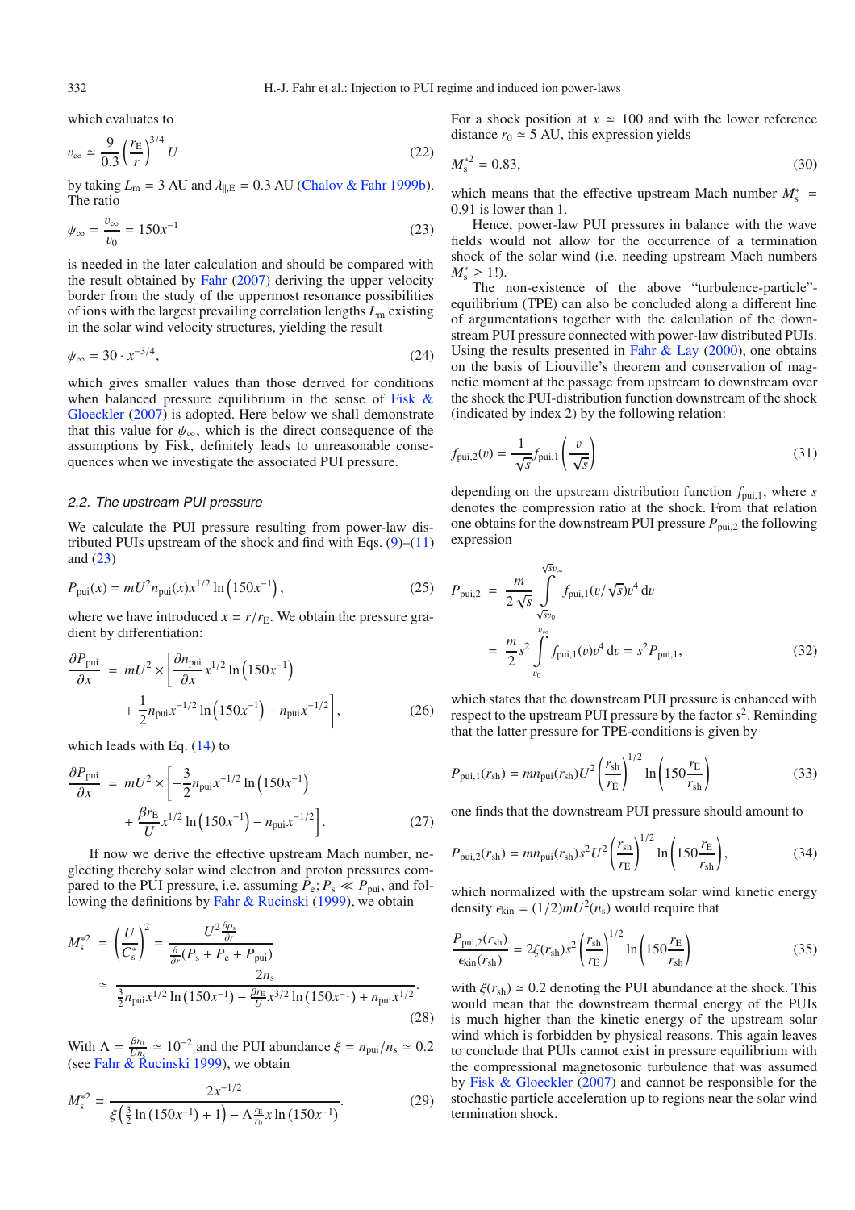which evaluates to

$$v_\infty \simeq \frac{9}{0.3}\left(\frac{r_\mathrm{E}}{r}\right)^{3/4} U \tag{22}$$

by taking $L_\mathrm{m} = 3$ AU and $\lambda_{\|,\mathrm{E}} = 0.3$ AU (Chalov & Fahr 1999b). The ratio

$$\psi_\infty = \frac{v_\infty}{v_0} = 150x^{-1} \tag{23}$$

is needed in the later calculation and should be compared with the result obtained by Fahr (2007) deriving the upper velocity border from the study of the uppermost resonance possibilities of ions with the largest prevailing correlation lengths $L_\mathrm{m}$ existing in the solar wind velocity structures, yielding the result

$$\psi_\infty = 30 \cdot x^{-3/4}, \tag{24}$$

which gives smaller values than those derived for conditions when balanced pressure equilibrium in the sense of Fisk & Gloeckler (2007) is adopted. Here below we shall demonstrate that this value for $\psi_\infty$, which is the direct consequence of the assumptions by Fisk, definitely leads to unreasonable consequences when we investigate the associated PUI pressure.

### 2.2. The upstream PUI pressure

We calculate the PUI pressure resulting from power-law distributed PUIs upstream of the shock and find with Eqs. (9)–(11) and (23)

$$P_\mathrm{pui}(x) = mU^2 n_\mathrm{pui}(x)x^{1/2}\ln\left(150x^{-1}\right), \tag{25}$$

where we have introduced $x = r/r_\mathrm{E}$. We obtain the pressure gradient by differentiation:

$$\frac{\partial P_\mathrm{pui}}{\partial x} = mU^2 \times \left[\frac{\partial n_\mathrm{pui}}{\partial x}x^{1/2}\ln\left(150x^{-1}\right) + \frac{1}{2}n_\mathrm{pui}x^{-1/2}\ln\left(150x^{-1}\right) - n_\mathrm{pui}x^{-1/2}\right], \tag{26}$$

which leads with Eq. (14) to

$$\frac{\partial P_\mathrm{pui}}{\partial x} = mU^2 \times \left[-\frac{3}{2}n_\mathrm{pui}x^{-1/2}\ln\left(150x^{-1}\right) + \frac{\beta r_\mathrm{E}}{U}x^{1/2}\ln\left(150x^{-1}\right) - n_\mathrm{pui}x^{-1/2}\right]. \tag{27}$$

If now we derive the effective upstream Mach number, neglecting thereby solar wind electron and proton pressures compared to the PUI pressure, i.e. assuming $P_\mathrm{e}; P_\mathrm{s} \ll P_\mathrm{pui}$, and following the definitions by Fahr & Rucinski (1999), we obtain

$$M_\mathrm{s}^{*2} = \left(\frac{U}{C_\mathrm{s}^*}\right)^2 = \frac{U^2\frac{\partial\rho_\mathrm{s}}{\partial r}}{\frac{\partial}{\partial r}(P_\mathrm{s}+P_\mathrm{e}+P_\mathrm{pui})} \simeq \frac{2n_\mathrm{s}}{\frac{3}{2}n_\mathrm{pui}x^{1/2}\ln\left(150x^{-1}\right) - \frac{\beta r_\mathrm{E}}{U}x^{3/2}\ln\left(150x^{-1}\right) + n_\mathrm{pui}x^{1/2}}. \tag{28}$$

With $\Lambda = \frac{\beta r_0}{U n_\mathrm{s}} \simeq 10^{-2}$ and the PUI abundance $\xi = n_\mathrm{pui}/n_\mathrm{s} \simeq 0.2$ (see Fahr & Rucinski 1999), we obtain

$$M_\mathrm{s}^{*2} = \frac{2x^{-1/2}}{\xi\left(\frac{3}{2}\ln\left(150x^{-1}\right)+1\right) - \Lambda\frac{r_\mathrm{E}}{r_0}x\ln\left(150x^{-1}\right)}. \tag{29}$$

For a shock position at $x \simeq 100$ and with the lower reference distance $r_0 \simeq 5$ AU, this expression yields

$$M_\mathrm{s}^{*2} = 0.83, \tag{30}$$

which means that the effective upstream Mach number $M_\mathrm{s}^* = 0.91$ is lower than 1.

Hence, power-law PUI pressures in balance with the wave fields would not allow for the occurrence of a termination shock of the solar wind (i.e. needing upstream Mach numbers $M_\mathrm{s}^* \geq 1$!).

The non-existence of the above "turbulence-particle"-equilibrium (TPE) can also be concluded along a different line of argumentations together with the calculation of the downstream PUI pressure connected with power-law distributed PUIs. Using the results presented in Fahr & Lay (2000), one obtains on the basis of Liouville's theorem and conservation of magnetic moment at the passage from upstream to downstream over the shock the PUI-distribution function downstream of the shock (indicated by index 2) by the following relation:

$$f_{\mathrm{pui},2}(v) = \frac{1}{\sqrt{s}}f_{\mathrm{pui},1}\left(\frac{v}{\sqrt{s}}\right) \tag{31}$$

depending on the upstream distribution function $f_{\mathrm{pui},1}$, where $s$ denotes the compression ratio at the shock. From that relation one obtains for the downstream PUI pressure $P_{\mathrm{pui},2}$ the following expression

$$P_{\mathrm{pui},2} = \frac{m}{2\sqrt{s}}\int_{\sqrt{s}v_0}^{\sqrt{s}v_\infty} f_{\mathrm{pui},1}(v/\sqrt{s})v^4\,\mathrm{d}v = \frac{m}{2}s^2\int_{v_0}^{v_\infty} f_{\mathrm{pui},1}(v)v^4\,\mathrm{d}v = s^2 P_{\mathrm{pui},1}, \tag{32}$$

which states that the downstream PUI pressure is enhanced with respect to the upstream PUI pressure by the factor $s^2$. Reminding that the latter pressure for TPE-conditions is given by

$$P_{\mathrm{pui},1}(r_\mathrm{sh}) = mn_\mathrm{pui}(r_\mathrm{sh})U^2\left(\frac{r_\mathrm{sh}}{r_\mathrm{E}}\right)^{1/2}\ln\left(150\frac{r_\mathrm{E}}{r_\mathrm{sh}}\right) \tag{33}$$

one finds that the downstream PUI pressure should amount to

$$P_{\mathrm{pui},2}(r_\mathrm{sh}) = mn_\mathrm{pui}(r_\mathrm{sh})s^2U^2\left(\frac{r_\mathrm{sh}}{r_\mathrm{E}}\right)^{1/2}\ln\left(150\frac{r_\mathrm{E}}{r_\mathrm{sh}}\right), \tag{34}$$

which normalized with the upstream solar wind kinetic energy density $\epsilon_\mathrm{kin} = (1/2)mU^2(n_\mathrm{s})$ would require that

$$\frac{P_{\mathrm{pui},2}(r_\mathrm{sh})}{\epsilon_\mathrm{kin}(r_\mathrm{sh})} = 2\xi(r_\mathrm{sh})s^2\left(\frac{r_\mathrm{sh}}{r_\mathrm{E}}\right)^{1/2}\ln\left(150\frac{r_\mathrm{E}}{r_\mathrm{sh}}\right) \tag{35}$$

with $\xi(r_\mathrm{sh}) \simeq 0.2$ denoting the PUI abundance at the shock. This would mean that the downstream thermal energy of the PUIs is much higher than the kinetic energy of the upstream solar wind which is forbidden by physical reasons. This again leaves to conclude that PUIs cannot exist in pressure equilibrium with the compressional magnetosonic turbulence that was assumed by Fisk & Gloeckler (2007) and cannot be responsible for the stochastic particle acceleration up to regions near the solar wind termination shock.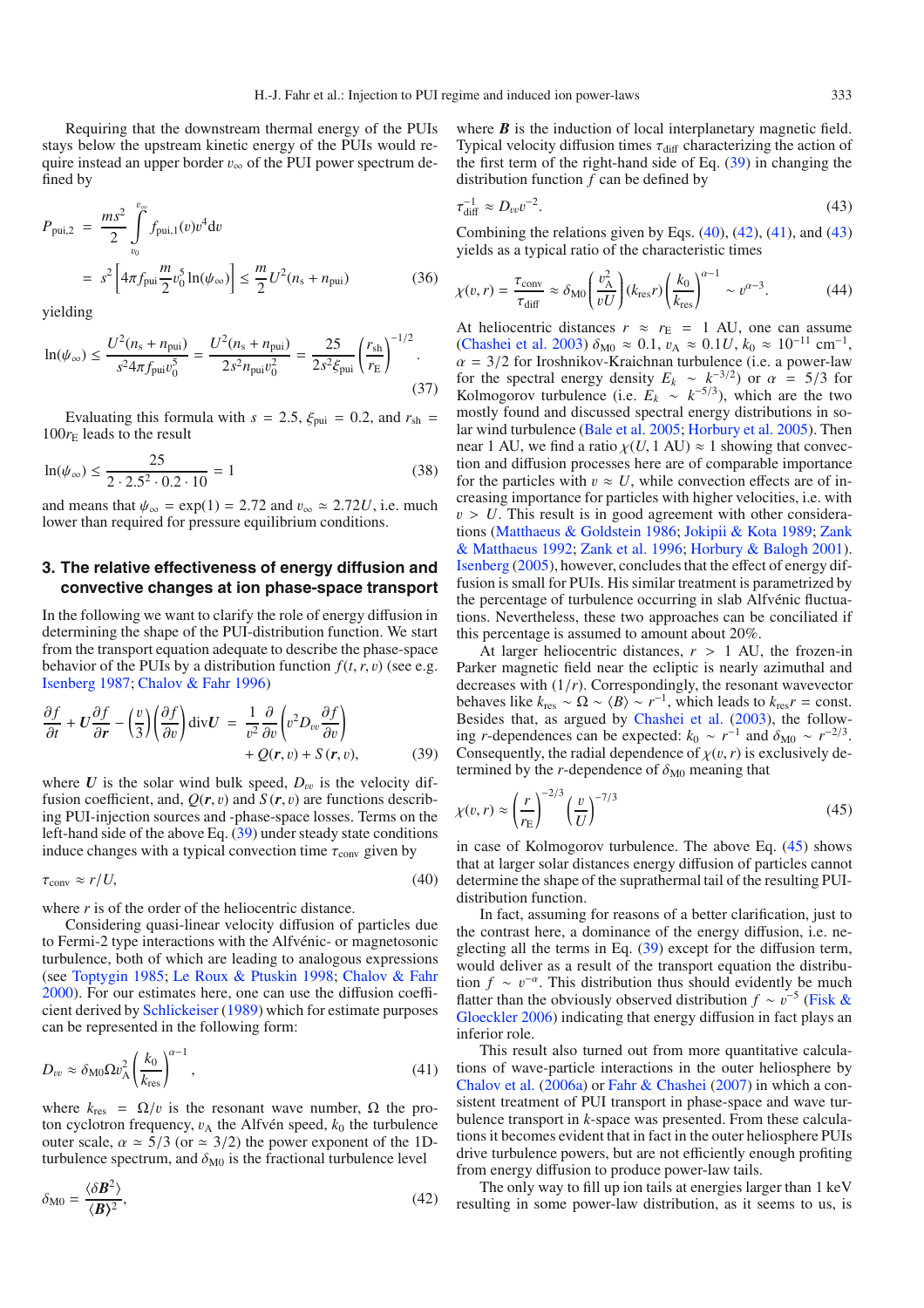Requiring that the downstream thermal energy of the PUIs stays below the upstream kinetic energy of the PUIs would require instead an upper border $v_\infty$ of the PUI power spectrum defined by

$$
\begin{aligned}
P_{\mathrm{pui},2} &= \frac{ms^2}{2}\int_{v_0}^{v_\infty} f_{\mathrm{pui},1}(v)v^4 \mathrm{d}v \\
&= s^2\left[4\pi f_{\mathrm{pui}}\frac{m}{2}v_0^5\ln(\psi_\infty)\right] \leq \frac{m}{2}U^2(n_\mathrm{s}+n_{\mathrm{pui}})
\end{aligned}
\tag{36}
$$

yielding

$$
\ln(\psi_\infty) \leq \frac{U^2(n_\mathrm{s}+n_{\mathrm{pui}})}{s^2 4\pi f_{\mathrm{pui}} v_0^5} = \frac{U^2(n_\mathrm{s}+n_{\mathrm{pui}})}{2s^2 n_{\mathrm{pui}} v_0^2} = \frac{25}{2s^2\xi_{\mathrm{pui}}}\left(\frac{r_{\mathrm{sh}}}{r_\mathrm{E}}\right)^{-1/2}. \tag{37}
$$

Evaluating this formula with $s = 2.5$, $\xi_{\mathrm{pui}} = 0.2$, and $r_{\mathrm{sh}} = 100 r_\mathrm{E}$ leads to the result

$$
\ln(\psi_\infty) \leq \frac{25}{2\cdot 2.5^2\cdot 0.2\cdot 10} = 1 \tag{38}
$$

and means that $\psi_\infty = \exp(1) = 2.72$ and $v_\infty \simeq 2.72U$, i.e. much lower than required for pressure equilibrium conditions.

## 3. The relative effectiveness of energy diffusion and convective changes at ion phase-space transport

In the following we want to clarify the role of energy diffusion in determining the shape of the PUI-distribution function. We start from the transport equation adequate to describe the phase-space behavior of the PUIs by a distribution function $f(t, r, v)$ (see e.g. Isenberg 1987; Chalov & Fahr 1996)

$$
\begin{aligned}
\frac{\partial f}{\partial t} + \boldsymbol{U}\frac{\partial f}{\partial \boldsymbol{r}} - \left(\frac{v}{3}\right)\left(\frac{\partial f}{\partial v}\right)\mathrm{div}\boldsymbol{U} &= \frac{1}{v^2}\frac{\partial}{\partial v}\left(v^2 D_{vv}\frac{\partial f}{\partial v}\right) \\
&\quad + Q(\boldsymbol{r}, v) + S(\boldsymbol{r}, v),
\end{aligned}
\tag{39}
$$

where $\boldsymbol{U}$ is the solar wind bulk speed, $D_{vv}$ is the velocity diffusion coefficient, and, $Q(\boldsymbol{r}, v)$ and $S(\boldsymbol{r}, v)$ are functions describing PUI-injection sources and -phase-space losses. Terms on the left-hand side of the above Eq. (39) under steady state conditions induce changes with a typical convection time $\tau_{\mathrm{conv}}$ given by

$$
\tau_{\mathrm{conv}} \approx r/U, \tag{40}
$$

where $r$ is of the order of the heliocentric distance.

Considering quasi-linear velocity diffusion of particles due to Fermi-2 type interactions with the Alfvénic- or magnetosonic turbulence, both of which are leading to analogous expressions (see Toptygin 1985; Le Roux & Ptuskin 1998; Chalov & Fahr 2000). For our estimates here, one can use the diffusion coefficient derived by Schlickeiser (1989) which for estimate purposes can be represented in the following form:

$$
D_{vv} \approx \delta_{\mathrm{M0}}\Omega v_\mathrm{A}^2\left(\frac{k_0}{k_{\mathrm{res}}}\right)^{\alpha-1}, \tag{41}
$$

where $k_{\mathrm{res}} = \Omega/v$ is the resonant wave number, $\Omega$ the proton cyclotron frequency, $v_\mathrm{A}$ the Alfvén speed, $k_0$ the turbulence outer scale, $\alpha \simeq 5/3$ (or $\simeq 3/2$) the power exponent of the 1D-turbulence spectrum, and $\delta_{\mathrm{M0}}$ is the fractional turbulence level

$$
\delta_{\mathrm{M0}} = \frac{\langle \delta \boldsymbol{B}^2\rangle}{\langle \boldsymbol{B}\rangle^2}, \tag{42}
$$

where $\boldsymbol{B}$ is the induction of local interplanetary magnetic field. Typical velocity diffusion times $\tau_{\mathrm{diff}}$ characterizing the action of the first term of the right-hand side of Eq. (39) in changing the distribution function $f$ can be defined by

$$
\tau_{\mathrm{diff}}^{-1} \approx D_{vv}v^{-2}. \tag{43}
$$

Combining the relations given by Eqs. (40), (42), (41), and (43) yields as a typical ratio of the characteristic times

$$
\chi(v, r) = \frac{\tau_{\mathrm{conv}}}{\tau_{\mathrm{diff}}} \approx \delta_{\mathrm{M0}}\left(\frac{v_\mathrm{A}^2}{vU}\right)(k_{\mathrm{res}}r)\left(\frac{k_0}{k_{\mathrm{res}}}\right)^{\alpha-1} \sim v^{\alpha-3}. \tag{44}
$$

At heliocentric distances $r \approx r_\mathrm{E} = 1$ AU, one can assume (Chashei et al. 2003) $\delta_{\mathrm{M0}} \approx 0.1$, $v_\mathrm{A} \approx 0.1U$, $k_0 \approx 10^{-11}$ cm$^{-1}$, $\alpha = 3/2$ for Iroshnikov-Kraichnan turbulence (i.e. a power-law for the spectral energy density $E_k \sim k^{-3/2}$) or $\alpha = 5/3$ for Kolmogorov turbulence (i.e. $E_k \sim k^{-5/3}$), which are the two mostly found and discussed spectral energy distributions in solar wind turbulence (Bale et al. 2005; Horbury et al. 2005). Then near 1 AU, we find a ratio $\chi(U, 1\ \mathrm{AU}) \approx 1$ showing that convection and diffusion processes here are of comparable importance for the particles with $v \approx U$, while convection effects are of increasing importance for particles with higher velocities, i.e. with $v > U$. This result is in good agreement with other considerations (Matthaeus & Goldstein 1986; Jokipii & Kota 1989; Zank & Matthaeus 1992; Zank et al. 1996; Horbury & Balogh 2001). Isenberg (2005), however, concludes that the effect of energy diffusion is small for PUIs. His similar treatment is parametrized by the percentage of turbulence occurring in slab Alfvénic fluctuations. Nevertheless, these two approaches can be conciliated if this percentage is assumed to amount about 20%.

At larger heliocentric distances, $r > 1$ AU, the frozen-in Parker magnetic field near the ecliptic is nearly azimuthal and decreases with $(1/r)$. Correspondingly, the resonant wavevector behaves like $k_{\mathrm{res}} \sim \Omega \sim \langle B\rangle \sim r^{-1}$, which leads to $k_{\mathrm{res}}r = \mathrm{const}$. Besides that, as argued by Chashei et al. (2003), the following $r$-dependences can be expected: $k_0 \sim r^{-1}$ and $\delta_{\mathrm{M0}} \sim r^{-2/3}$. Consequently, the radial dependence of $\chi(v, r)$ is exclusively determined by the $r$-dependence of $\delta_{\mathrm{M0}}$ meaning that

$$
\chi(v, r) \approx \left(\frac{r}{r_\mathrm{E}}\right)^{-2/3}\left(\frac{v}{U}\right)^{-7/3} \tag{45}
$$

in case of Kolmogorov turbulence. The above Eq. (45) shows that at larger solar distances energy diffusion of particles cannot determine the shape of the suprathermal tail of the resulting PUI-distribution function.

In fact, assuming for reasons of a better clarification, just to the contrast here, a dominance of the energy diffusion, i.e. neglecting all the terms in Eq. (39) except for the diffusion term, would deliver as a result of the transport equation the distribution $f \sim v^{-\alpha}$. This distribution thus should evidently be much flatter than the obviously observed distribution $f \sim v^{-5}$ (Fisk & Gloeckler 2006) indicating that energy diffusion in fact plays an inferior role.

This result also turned out from more quantitative calculations of wave-particle interactions in the outer heliosphere by Chalov et al. (2006a) or Fahr & Chashei (2007) in which a consistent treatment of PUI transport in phase-space and wave turbulence transport in $k$-space was presented. From these calculations it becomes evident that in fact in the outer heliosphere PUIs drive turbulence powers, but are not efficiently enough profiting from energy diffusion to produce power-law tails.

The only way to fill up ion tails at energies larger than 1 keV resulting in some power-law distribution, as it seems to us, is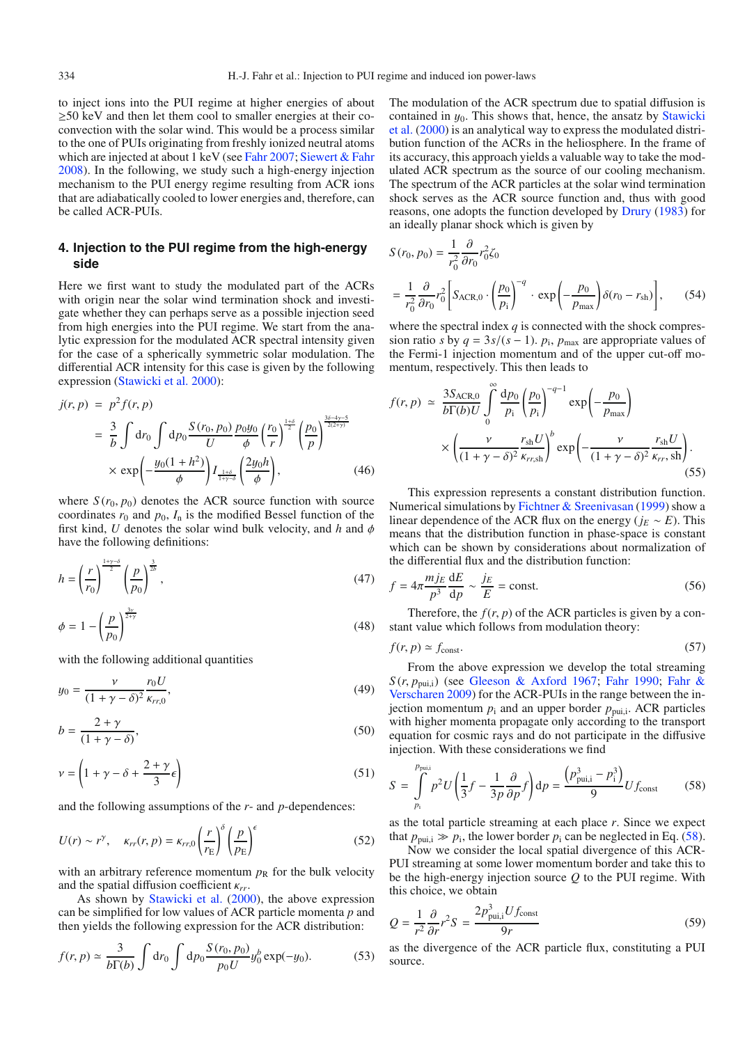to inject ions into the PUI regime at higher energies of about ≥50 keV and then let them cool to smaller energies at their co-convection with the solar wind. This would be a process similar to the one of PUIs originating from freshly ionized neutral atoms which are injected at about 1 keV (see Fahr 2007; Siewert & Fahr 2008). In the following, we study such a high-energy injection mechanism to the PUI energy regime resulting from ACR ions that are adiabatically cooled to lower energies and, therefore, can be called ACR-PUIs.

## 4. Injection to the PUI regime from the high-energy side

Here we first want to study the modulated part of the ACRs with origin near the solar wind termination shock and investigate whether they can perhaps serve as a possible injection seed from high energies into the PUI regime. We start from the analytic expression for the modulated ACR spectral intensity given for the case of a spherically symmetric solar modulation. The differential ACR intensity for this case is given by the following expression (Stawicki et al. 2000):

$$
\begin{aligned}
j(r,p) &= p^2 f(r,p) \\
&= \frac{3}{b}\int \mathrm{d}r_0 \int \mathrm{d}p_0 \frac{S(r_0,p_0)}{U}\frac{p_0 y_0}{\phi}\left(\frac{r_0}{r}\right)^{\frac{1+\delta}{2}}\left(\frac{p_0}{p}\right)^{\frac{3\delta-4\gamma-5}{2(2+\gamma)}} \\
&\quad\times \exp\left(-\frac{y_0(1+h^2)}{\phi}\right) I_{\frac{1+\delta}{1+\gamma-\delta}}\left(\frac{2y_0 h}{\phi}\right), \qquad (46)
\end{aligned}
$$

where $S(r_0,p_0)$ denotes the ACR source function with source coordinates $r_0$ and $p_0$, $I_n$ is the modified Bessel function of the first kind, $U$ denotes the solar wind bulk velocity, and $h$ and $\phi$ have the following definitions:

$$
h = \left(\frac{r}{r_0}\right)^{\frac{1+\gamma-\delta}{2}}\left(\frac{p}{p_0}\right)^{\frac{3}{2\nu}}, \qquad (47)
$$

$$
\phi = 1 - \left(\frac{p}{p_0}\right)^{\frac{3\nu}{2+\gamma}} \qquad (48)
$$

with the following additional quantities

$$
y_0 = \frac{\nu}{(1+\gamma-\delta)^2}\frac{r_0 U}{\kappa_{rr,0}}, \qquad (49)
$$

$$
b = \frac{2+\gamma}{(1+\gamma-\delta)}, \qquad (50)
$$

$$
\nu = \left(1+\gamma-\delta+\frac{2+\gamma}{3}\epsilon\right) \qquad (51)
$$

and the following assumptions of the $r$- and $p$-dependences:

$$
U(r) \sim r^{\gamma}, \quad \kappa_{rr}(r,p) = \kappa_{rr,0}\left(\frac{r}{r_{\mathrm{E}}}\right)^{\delta}\left(\frac{p}{p_{\mathrm{E}}}\right)^{\epsilon} \qquad (52)
$$

with an arbitrary reference momentum $p_{\mathrm{R}}$ for the bulk velocity and the spatial diffusion coefficient $\kappa_{rr}$.

As shown by Stawicki et al. (2000), the above expression can be simplified for low values of ACR particle momenta $p$ and then yields the following expression for the ACR distribution:

$$
f(r,p) \simeq \frac{3}{b\Gamma(b)}\int \mathrm{d}r_0 \int \mathrm{d}p_0 \frac{S(r_0,p_0)}{p_0 U} y_0^b \exp(-y_0). \qquad (53)
$$

The modulation of the ACR spectrum due to spatial diffusion is contained in $y_0$. This shows that, hence, the ansatz by Stawicki et al. (2000) is an analytical way to express the modulated distribution function of the ACRs in the heliosphere. In the frame of its accuracy, this approach yields a valuable way to take the modulated ACR spectrum as the source of our cooling mechanism. The spectrum of the ACR particles at the solar wind termination shock serves as the ACR source function and, thus with good reasons, one adopts the function developed by Drury (1983) for an ideally planar shock which is given by

$$
\begin{aligned}
S(r_0,p_0) &= \frac{1}{r_0^2}\frac{\partial}{\partial r_0} r_0^2 \zeta_0 \\
&= \frac{1}{r_0^2}\frac{\partial}{\partial r_0} r_0^2\left[S_{\mathrm{ACR},0}\cdot\left(\frac{p_0}{p_{\mathrm{i}}}\right)^{-q}\cdot\exp\left(-\frac{p_0}{p_{\max}}\right)\delta(r_0-r_{\mathrm{sh}})\right], \qquad (54)
\end{aligned}
$$

where the spectral index $q$ is connected with the shock compression ratio $s$ by $q=3s/(s-1)$. $p_{\mathrm{i}}$, $p_{\max}$ are appropriate values of the Fermi-1 injection momentum and of the upper cut-off momentum, respectively. This then leads to

$$
\begin{aligned}
f(r,p) &\simeq \frac{3S_{\mathrm{ACR},0}}{b\Gamma(b)U}\int_0^{\infty}\frac{\mathrm{d}p_0}{p_{\mathrm{i}}}\left(\frac{p_0}{p_{\mathrm{i}}}\right)^{-q-1}\exp\left(-\frac{p_0}{p_{\max}}\right) \\
&\quad\times\left(\frac{\nu}{(1+\gamma-\delta)^2}\frac{r_{\mathrm{sh}}U}{\kappa_{rr,\mathrm{sh}}}\right)^b \exp\left(-\frac{\nu}{(1+\gamma-\delta)^2}\frac{r_{\mathrm{sh}}U}{\kappa_{rr},\mathrm{sh}}\right). \qquad (55)
\end{aligned}
$$

This expression represents a constant distribution function. Numerical simulations by Fichtner & Sreenivasan (1999) show a linear dependence of the ACR flux on the energy ($j_E \sim E$). This means that the distribution function in phase-space is constant which can be shown by considerations about normalization of the differential flux and the distribution function:

$$
f = 4\pi\frac{m j_E}{p^3}\frac{\mathrm{d}E}{\mathrm{d}p} \sim \frac{j_E}{E} = \mathrm{const}. \qquad (56)
$$

Therefore, the $f(r,p)$ of the ACR particles is given by a constant value which follows from modulation theory:

$$
f(r,p) \simeq f_{\mathrm{const}}. \qquad (57)
$$

From the above expression we develop the total streaming $S(r,p_{\mathrm{pui,i}})$ (see Gleeson & Axford 1967; Fahr 1990; Fahr & Verscharen 2009) for the ACR-PUIs in the range between the injection momentum $p_{\mathrm{i}}$ and an upper border $p_{\mathrm{pui,i}}$. ACR particles with higher momenta propagate only according to the transport equation for cosmic rays and do not participate in the diffusive injection. With these considerations we find

$$
S = \int_{p_{\mathrm{i}}}^{p_{\mathrm{pui,i}}} p^2 U\left(\frac{1}{3}f - \frac{1}{3p}\frac{\partial}{\partial p}f\right)\mathrm{d}p = \frac{\left(p_{\mathrm{pui,i}}^3 - p_{\mathrm{i}}^3\right)}{9}U f_{\mathrm{const}} \qquad (58)
$$

as the total particle streaming at each place $r$. Since we expect that $p_{\mathrm{pui,i}} \gg p_{\mathrm{i}}$, the lower border $p_{\mathrm{i}}$ can be neglected in Eq. (58).

Now we consider the local spatial divergence of this ACR-PUI streaming at some lower momentum border and take this to be the high-energy injection source $Q$ to the PUI regime. With this choice, we obtain

$$
Q = \frac{1}{r^2}\frac{\partial}{\partial r}r^2 S = \frac{2p_{\mathrm{pui,i}}^3 U f_{\mathrm{const}}}{9r} \qquad (59)
$$

as the divergence of the ACR particle flux, constituting a PUI source.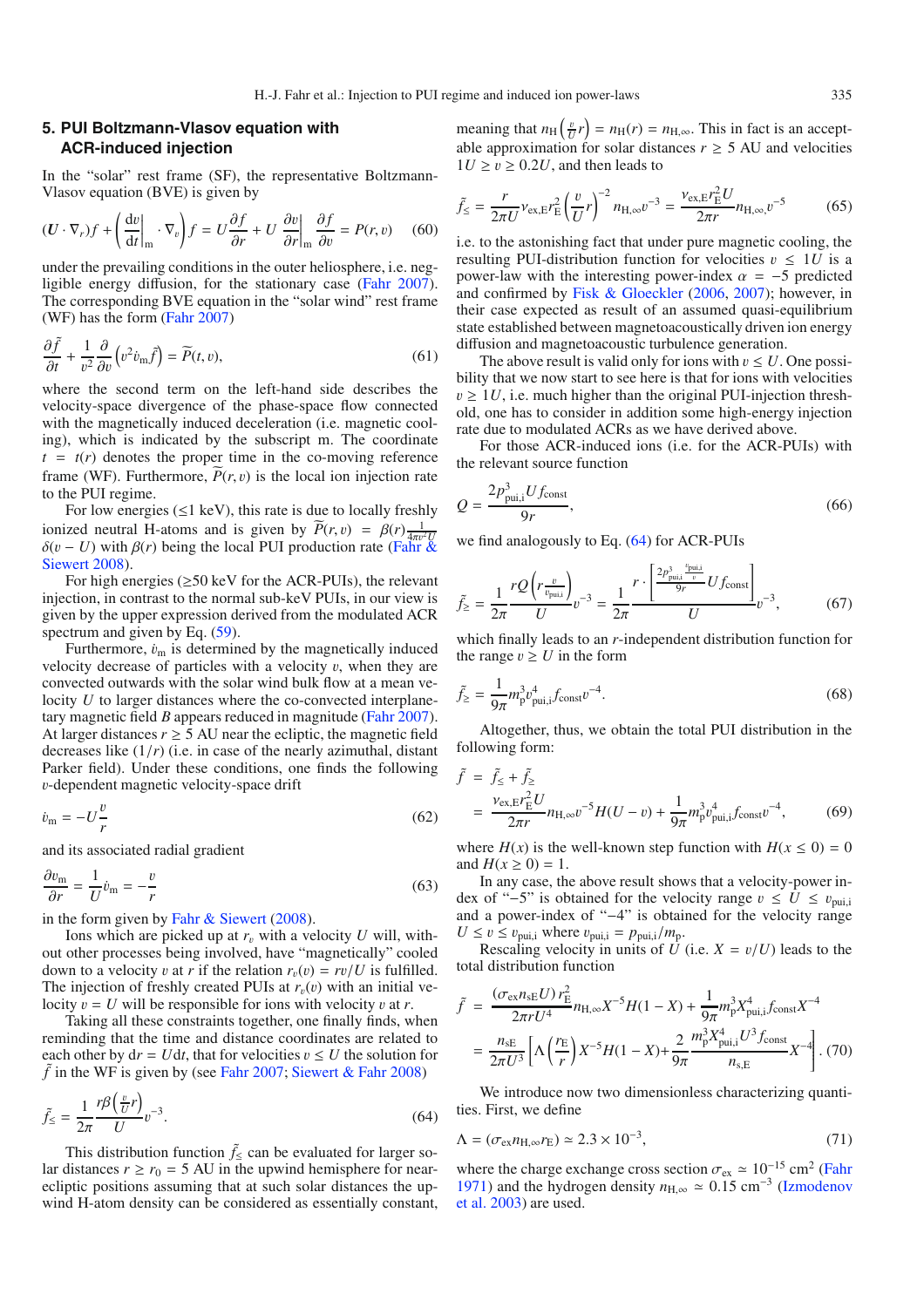## 5. PUI Boltzmann-Vlasov equation with ACR-induced injection

In the "solar" rest frame (SF), the representative Boltzmann-Vlasov equation (BVE) is given by

$$(\boldsymbol{U}\cdot\nabla_r)f + \left(\frac{\mathrm{d}v}{\mathrm{d}t}\bigg|_{\mathrm{m}}\cdot\nabla_v\right)f = U\frac{\partial f}{\partial r} + U\,\frac{\partial v}{\partial r}\bigg|_{\mathrm{m}}\frac{\partial f}{\partial v} = P(r,v) \quad (60)$$

under the prevailing conditions in the outer heliosphere, i.e. negligible energy diffusion, for the stationary case (Fahr 2007). The corresponding BVE equation in the "solar wind" rest frame (WF) has the form (Fahr 2007)

$$\frac{\partial\tilde{f}}{\partial t} + \frac{1}{v^2}\frac{\partial}{\partial v}\left(v^2\dot{v}_{\mathrm{m}}\tilde{f}\right) = \widetilde{P}(t,v), \quad (61)$$

where the second term on the left-hand side describes the velocity-space divergence of the phase-space flow connected with the magnetically induced deceleration (i.e. magnetic cooling), which is indicated by the subscript m. The coordinate $t = t(r)$ denotes the proper time in the co-moving reference frame (WF). Furthermore, $\widetilde{P}(r,v)$ is the local ion injection rate to the PUI regime.

For low energies ($\leq$1 keV), this rate is due to locally freshly ionized neutral H-atoms and is given by $\widetilde{P}(r,v) = \beta(r)\frac{1}{4\pi v^2 U}\delta(v-U)$ with $\beta(r)$ being the local PUI production rate (Fahr & Siewert 2008).

For high energies ($\geq$50 keV for the ACR-PUIs), the relevant injection, in contrast to the normal sub-keV PUIs, in our view is given by the upper expression derived from the modulated ACR spectrum and given by Eq. (59).

Furthermore, $\dot{v}_{\mathrm{m}}$ is determined by the magnetically induced velocity decrease of particles with a velocity $v$, when they are convected outwards with the solar wind bulk flow at a mean velocity $U$ to larger distances where the co-convected interplanetary magnetic field $B$ appears reduced in magnitude (Fahr 2007). At larger distances $r \geq 5$ AU near the ecliptic, the magnetic field decreases like $(1/r)$ (i.e. in case of the nearly azimuthal, distant Parker field). Under these conditions, one finds the following $v$-dependent magnetic velocity-space drift

$$\dot{v}_{\mathrm{m}} = -U\frac{v}{r} \quad (62)$$

and its associated radial gradient

$$\frac{\partial v_{\mathrm{m}}}{\partial r} = \frac{1}{U}\dot{v}_{\mathrm{m}} = -\frac{v}{r} \quad (63)$$

in the form given by Fahr & Siewert (2008).

Ions which are picked up at $r_v$ with a velocity $U$ will, without other processes being involved, have "magnetically" cooled down to a velocity $v$ at $r$ if the relation $r_v(v) = rv/U$ is fulfilled. The injection of freshly created PUIs at $r_v(v)$ with an initial velocity $v = U$ will be responsible for ions with velocity $v$ at $r$.

Taking all these constraints together, one finally finds, when reminding that the time and distance coordinates are related to each other by $\mathrm{d}r = U\mathrm{d}t$, that for velocities $v \leq U$ the solution for $\tilde{f}$ in the WF is given by (see Fahr 2007; Siewert & Fahr 2008)

$$\tilde{f}_{\leq} = \frac{1}{2\pi}\frac{r\beta\left(\frac{v}{U}r\right)}{U}v^{-3}. \quad (64)$$

This distribution function $\tilde{f}_{\leq}$ can be evaluated for larger solar distances $r \geq r_0 = 5$ AU in the upwind hemisphere for near-ecliptic positions assuming that at such solar distances the upwind H-atom density can be considered as essentially constant, meaning that $n_{\mathrm{H}}\left(\frac{v}{U}r\right) = n_{\mathrm{H}}(r) = n_{\mathrm{H},\infty}$. This in fact is an acceptable approximation for solar distances $r \geq 5$ AU and velocities $1U \geq v \geq 0.2U$, and then leads to

$$\tilde{f}_{\leq} = \frac{r}{2\pi U}\nu_{\mathrm{ex,E}}r_{\mathrm{E}}^2\left(\frac{v}{U}r\right)^{-2}n_{\mathrm{H},\infty}v^{-3} = \frac{\nu_{\mathrm{ex,E}}r_{\mathrm{E}}^2 U}{2\pi r}n_{\mathrm{H},\infty,}v^{-5} \quad (65)$$

i.e. to the astonishing fact that under pure magnetic cooling, the resulting PUI-distribution function for velocities $v \leq 1U$ is a power-law with the interesting power-index $\alpha = -5$ predicted and confirmed by Fisk & Gloeckler (2006, 2007); however, in their case expected as result of an assumed quasi-equilibrium state established between magnetoacoustically driven ion energy diffusion and magnetoacoustic turbulence generation.

The above result is valid only for ions with $v \leq U$. One possibility that we now start to see here is that for ions with velocities $v \geq 1U$, i.e. much higher than the original PUI-injection threshold, one has to consider in addition some high-energy injection rate due to modulated ACRs as we have derived above.

For those ACR-induced ions (i.e. for the ACR-PUIs) with the relevant source function

$$Q = \frac{2p_{\mathrm{pui,i}}^3 U f_{\mathrm{const}}}{9r}, \quad (66)$$

we find analogously to Eq. (64) for ACR-PUIs

$$\tilde{f}_{\geq} = \frac{1}{2\pi}\frac{rQ\left(r\frac{v}{v_{\mathrm{pui,i}}}\right)}{U}v^{-3} = \frac{1}{2\pi}\frac{r\cdot\left[\frac{2p_{\mathrm{pui,i}}^3\frac{v_{\mathrm{pui,i}}}{v}}{9r}Uf_{\mathrm{const}}\right]}{U}v^{-3}, \quad (67)$$

which finally leads to an $r$-independent distribution function for the range $v \geq U$ in the form

$$\tilde{f}_{\geq} = \frac{1}{9\pi}m_{\mathrm{p}}^3 v_{\mathrm{pui,i}}^4 f_{\mathrm{const}}v^{-4}. \quad (68)$$

Altogether, thus, we obtain the total PUI distribution in the following form:

$$\begin{aligned}\tilde{f} &= \tilde{f}_{\leq} + \tilde{f}_{\geq}\\ &= \frac{\nu_{\mathrm{ex,E}}r_{\mathrm{E}}^2 U}{2\pi r}n_{\mathrm{H},\infty}v^{-5}H(U-v) + \frac{1}{9\pi}m_{\mathrm{p}}^3 v_{\mathrm{pui,i}}^4 f_{\mathrm{const}}v^{-4},\end{aligned} \quad (69)$$

where $H(x)$ is the well-known step function with $H(x \leq 0) = 0$ and $H(x \geq 0) = 1$.

In any case, the above result shows that a velocity-power index of "$-5$" is obtained for the velocity range $v \leq U \leq v_{\mathrm{pui,i}}$ and a power-index of "$-4$" is obtained for the velocity range $U \leq v \leq v_{\mathrm{pui,i}}$ where $v_{\mathrm{pui,i}} = p_{\mathrm{pui,i}}/m_{\mathrm{p}}$.

Rescaling velocity in units of $U$ (i.e. $X = v/U$) leads to the total distribution function

$$\begin{aligned}\tilde{f} &= \frac{(\sigma_{\mathrm{ex}}n_{\mathrm{sE}}U)\,r_{\mathrm{E}}^2}{2\pi rU^4}n_{\mathrm{H},\infty}X^{-5}H(1-X) + \frac{1}{9\pi}m_{\mathrm{p}}^3 X_{\mathrm{pui,i}}^4 f_{\mathrm{const}}X^{-4}\\ &= \frac{n_{\mathrm{sE}}}{2\pi U^3}\left[\Lambda\left(\frac{r_{\mathrm{E}}}{r}\right)X^{-5}H(1-X) + \frac{2}{9\pi}\frac{m_{\mathrm{p}}^3 X_{\mathrm{pui,i}}^4 U^3 f_{\mathrm{const}}}{n_{\mathrm{s,E}}}X^{-4}\right]. \end{aligned} \quad (70)$$

We introduce now two dimensionless characterizing quantities. First, we define

$$\Lambda = (\sigma_{\mathrm{ex}}n_{\mathrm{H},\infty}r_{\mathrm{E}}) \simeq 2.3\times10^{-3}, \quad (71)$$

where the charge exchange cross section $\sigma_{\mathrm{ex}} \simeq 10^{-15}$ cm$^2$ (Fahr 1971) and the hydrogen density $n_{\mathrm{H},\infty} \simeq 0.15$ cm$^{-3}$ (Izmodenov et al. 2003) are used.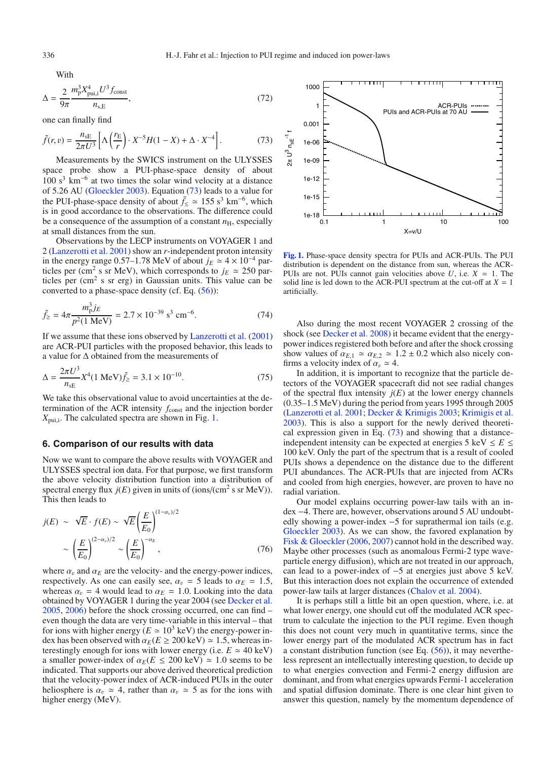With

$$\Delta = \frac{2}{9\pi} \frac{m_p^3 X_{\text{pui,i}}^4 U^3 f_{\text{const}}}{n_{\text{s,E}}}, \tag{72}$$

one can finally find

$$\tilde{f}(r, v) = \frac{n_{\text{sE}}}{2\pi U^3} \left[ \Lambda \left( \frac{r_{\text{E}}}{r} \right) \cdot X^{-5} H(1 - X) + \Delta \cdot X^{-4} \right]. \tag{73}$$

Measurements by the SWICS instrument on the ULYSSES space probe show a PUI-phase-space density of about 100 $s^3$ $km^{-6}$ at two times the solar wind velocity at a distance of 5.26 AU (Gloeckler 2003). Equation (73) leads to a value for the PUI-phase-space density of about $\tilde{f}_{\leq} \simeq 155$ $s^3$ $km^{-6}$, which is in good accordance to the observations. The difference could be a consequence of the assumption of a constant $n_H$, especially at small distances from the sun.

Observations by the LECP instruments on VOYAGER 1 and 2 (Lanzerotti et al. 2001) show an $r$-independent proton intensity in the energy range 0.57–1.78 MeV of about $j_E \simeq 4 \times 10^{-4}$ particles per ($cm^2$ s sr MeV), which corresponds to $j_E \simeq 250$ particles per ($cm^2$ s sr erg) in Gaussian units. This value can be converted to a phase-space density (cf. Eq. (56)):

$$\tilde{f}_{\geq} = 4\pi \frac{m_p^3 j_E}{p^2(1\text{ MeV})} = 2.7 \times 10^{-39} \text{ s}^3 \text{ cm}^{-6}. \tag{74}$$

If we assume that these ions observed by Lanzerotti et al. (2001) are ACR-PUI particles with the proposed behavior, this leads to a value for $\Delta$ obtained from the measurements of

$$\Delta = \frac{2\pi U^3}{n_{\text{sE}}} X^4 (1\text{ MeV}) \tilde{f}_{\geq} = 3.1 \times 10^{-10}. \tag{75}$$

We take this observational value to avoid uncertainties at the determination of the ACR intensity $f_{\text{const}}$ and the injection border $X_{\text{pui,i}}$. The calculated spectra are shown in Fig. 1.

## 6. Comparison of our results with data

Now we want to compare the above results with VOYAGER and ULYSSES spectral ion data. For that purpose, we first transform the above velocity distribution function into a distribution of spectral energy flux $j(E)$ given in units of (ions/($cm^2$ s sr MeV)). This then leads to

$$j(E) \sim \sqrt{E} \cdot f(E) \sim \sqrt{E} \left( \frac{E}{E_0} \right)^{(1-\alpha_v)/2} \sim \left( \frac{E}{E_0} \right)^{(2-\alpha_v)/2} \sim \left( \frac{E}{E_0} \right)^{-\alpha_E}, \tag{76}$$

where $\alpha_v$ and $\alpha_E$ are the velocity- and the energy-power indices, respectively. As one can easily see, $\alpha_v = 5$ leads to $\alpha_E = 1.5$, whereas $\alpha_v = 4$ would lead to $\alpha_E = 1.0$. Looking into the data obtained by VOYAGER 1 during the year 2004 (see Decker et al. 2005, 2006) before the shock crossing occurred, one can find – even though the data are very time-variable in this interval – that for ions with higher energy ($E \simeq 10^3$ keV) the energy-power index has been observed with $\alpha_E(E \geq 200\text{ keV}) \simeq 1.5$, whereas interestingly enough for ions with lower energy (i.e. $E \simeq 40$ keV) a smaller power-index of $\alpha_E(E \leq 200\text{ keV}) \simeq 1.0$ seems to be indicated. That supports our above derived theoretical prediction that the velocity-power index of ACR-induced PUIs in the outer heliosphere is $\alpha_v \simeq 4$, rather than $\alpha_v \simeq 5$ as for the ions with higher energy (MeV).

**Fig. 1.** Phase-space density spectra for PUIs and ACR-PUIs. The PUI distribution is dependent on the distance from sun, whereas the ACR-PUIs are not. PUIs cannot gain velocities above $U$, i.e. $X = 1$. The solid line is led down to the ACR-PUI spectrum at the cut-off at $X = 1$ artificially.

Also during the most recent VOYAGER 2 crossing of the shock (see Decker et al. 2008) it became evident that the energy-power indices registered both before and after the shock crossing show values of $\alpha_{E,1} \simeq \alpha_{E,2} \simeq 1.2 \pm 0.2$ which also nicely confirms a velocity index of $\alpha_v \simeq 4$.

In addition, it is important to recognize that the particle detectors of the VOYAGER spacecraft did not see radial changes of the spectral flux intensity $j(E)$ at the lower energy channels (0.35–1.5 MeV) during the period from years 1995 through 2005 (Lanzerotti et al. 2001; Decker & Krimigis 2003; Krimigis et al. 2003). This is also a support for the newly derived theoretical expression given in Eq. (73) and showing that a distance-independent intensity can be expected at energies 5 keV $\leq E \leq$ 100 keV. Only the part of the spectrum that is a result of cooled PUIs shows a dependence on the distance due to the different PUI abundances. The ACR-PUIs that are injected from ACRs and cooled from high energies, however, are proven to have no radial variation.

Our model explains occurring power-law tails with an index −4. There are, however, observations around 5 AU undoubtedly showing a power-index −5 for suprathermal ion tails (e.g. Gloeckler 2003). As we can show, the favored explanation by Fisk & Gloeckler (2006, 2007) cannot hold in the described way. Maybe other processes (such as anomalous Fermi-2 type wave-particle energy diffusion), which are not treated in our approach, can lead to a power-index of −5 at energies just above 5 keV. But this interaction does not explain the occurrence of extended power-law tails at larger distances (Chalov et al. 2004).

It is perhaps still a little bit an open question, where, i.e. at what lower energy, one should cut off the modulated ACR spectrum to calculate the injection to the PUI regime. Even though this does not count very much in quantitative terms, since the lower energy part of the modulated ACR spectrum has in fact a constant distribution function (see Eq. (56)), it may nevertheless represent an intellectually interesting question, to decide up to what energies convection and Fermi-2 energy diffusion are dominant, and from what energies upwards Fermi-1 acceleration and spatial diffusion dominate. There is one clear hint given to answer this question, namely by the momentum dependence of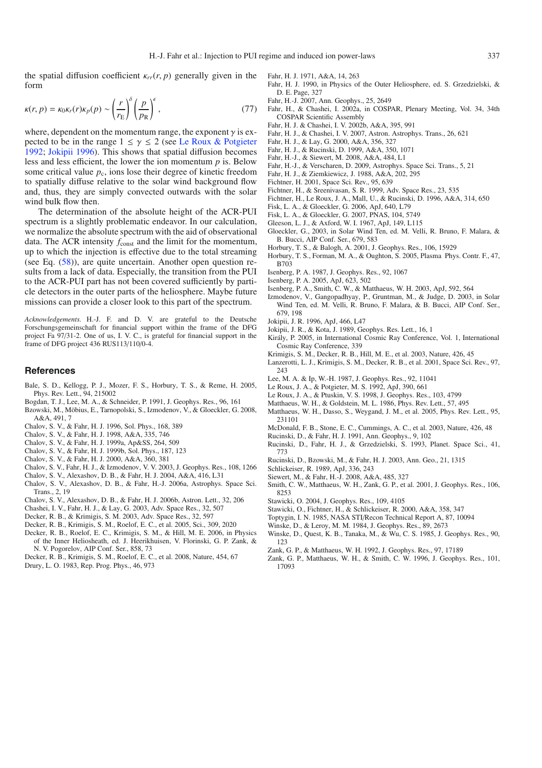the spatial diffusion coefficient $\kappa_{rr}(r, p)$ generally given in the form

$$\kappa(r, p) = \kappa_0 \kappa_r(r) \kappa_p(p) \sim \left(\frac{r}{r_E}\right)^{\delta} \left(\frac{p}{p_R}\right)^{\epsilon}, \tag{77}$$

where, dependent on the momentum range, the exponent $\gamma$ is expected to be in the range $1 \leq \gamma \leq 2$ (see Le Roux & Potgieter 1992; Jokipii 1996). This shows that spatial diffusion becomes less and less efficient, the lower the ion momentum $p$ is. Below some critical value $p_c$, ions lose their degree of kinetic freedom to spatially diffuse relative to the solar wind background flow and, thus, they are simply convected outwards with the solar wind bulk flow then.

The determination of the absolute height of the ACR-PUI spectrum is a slightly problematic endeavor. In our calculation, we normalize the absolute spectrum with the aid of observational data. The ACR intensity $f_{\rm const}$ and the limit for the momentum, up to which the injection is effective due to the total streaming (see Eq. (58)), are quite uncertain. Another open question results from a lack of data. Especially, the transition from the PUI to the ACR-PUI part has not been covered sufficiently by particle detectors in the outer parts of the heliosphere. Maybe future missions can provide a closer look to this part of the spectrum.

*Acknowledgements.* H.-J. F. and D. V. are grateful to the Deutsche Forschungsgemeinschaft for financial support within the frame of the DFG project Fa 97/31-2. One of us, I. V. C., is grateful for financial support in the frame of DFG project 436 RUS113/110/0-4.

## References

Bale, S. D., Kellogg, P. J., Mozer, F. S., Horbury, T. S., & Reme, H. 2005, Phys. Rev. Lett., 94, 215002
Bogdan, T. J., Lee, M. A., & Schneider, P. 1991, J. Geophys. Res., 96, 161
Bzowski, M., Möbius, E., Tarnopolski, S., Izmodenov, V., & Gloeckler, G. 2008, A&A, 491, 7
Chalov, S. V., & Fahr, H. J. 1996, Sol. Phys., 168, 389
Chalov, S. V., & Fahr, H. J. 1998, A&A, 335, 746
Chalov, S. V., & Fahr, H. J. 1999a, Ap&SS, 264, 509
Chalov, S. V., & Fahr, H. J. 1999b, Sol. Phys., 187, 123
Chalov, S. V., & Fahr, H. J. 2000, A&A, 360, 381
Chalov, S. V., Fahr, H. J., & Izmodenov, V. V. 2003, J. Geophys. Res., 108, 1266
Chalov, S. V., Alexashov, D. B., & Fahr, H. J. 2004, A&A, 416, L31
Chalov, S. V., Alexashov, D. B., & Fahr, H.-J. 2006a, Astrophys. Space Sci. Trans., 2, 19
Chalov, S. V., Alexashov, D. B., & Fahr, H. J. 2006b, Astron. Lett., 32, 206
Chashei, I. V., Fahr, H. J., & Lay, G. 2003, Adv. Space Res., 32, 507
Decker, R. B., & Krimigis, S. M. 2003, Adv. Space Res., 32, 597
Decker, R. B., Krimigis, S. M., Roelof, E. C., et al. 2005, Sci., 309, 2020
Decker, R. B., Roelof, E. C., Krimigis, S. M., & Hill, M. E. 2006, in Physics of the Inner Heliosheath, ed. J. Heerikhuisen, V. Florinski, G. P. Zank, & N. V. Pogorelov, AIP Conf. Ser., 858, 73
Decker, R. B., Krimigis, S. M., Roelof, E. C., et al. 2008, Nature, 454, 67
Drury, L. O. 1983, Rep. Prog. Phys., 46, 973
Fahr, H. J. 1971, A&A, 14, 263
Fahr, H. J. 1990, in Physics of the Outer Heliosphere, ed. S. Grzedzielski, & D. E. Page, 327
Fahr, H.-J. 2007, Ann. Geophys., 25, 2649
Fahr, H., & Chashei, I. 2002a, in COSPAR, Plenary Meeting, Vol. 34, 34th COSPAR Scientific Assembly
Fahr, H. J. & Chashei, I. V. 2002b, A&A, 395, 991
Fahr, H. J., & Chashei, I. V. 2007, Astron. Astrophys. Trans., 26, 621
Fahr, H. J., & Lay, G. 2000, A&A, 356, 327
Fahr, H. J., & Rucinski, D. 1999, A&A, 350, 1071
Fahr, H.-J., & Siewert, M. 2008, A&A, 484, L1
Fahr, H.-J., & Verscharen, D. 2009, Astrophys. Space Sci. Trans., 5, 21
Fahr, H. J., & Ziemkiewicz, J. 1988, A&A, 202, 295
Fichtner, H. 2001, Space Sci. Rev., 95, 639
Fichtner, H., & Sreenivasan, S. R. 1999, Adv. Space Res., 23, 535
Fichtner, H., Le Roux, J. A., Mall, U., & Rucinski, D. 1996, A&A, 314, 650
Fisk, L. A., & Gloeckler, G. 2006, ApJ, 640, L79
Fisk, L. A., & Gloeckler, G. 2007, PNAS, 104, 5749
Gleeson, L. J., & Axford, W. I. 1967, ApJ, 149, L115
Gloeckler, G., 2003, in Solar Wind Ten, ed. M. Velli, R. Bruno, F. Malara, & B. Bucci, AIP Conf. Ser., 679, 583
Horbury, T. S., & Balogh, A. 2001, J. Geophys. Res., 106, 15929
Horbury, T. S., Forman, M. A., & Oughton, S. 2005, Plasma Phys. Contr. F., 47, B703
Isenberg, P. A. 1987, J. Geophys. Res., 92, 1067
Isenberg, P. A. 2005, ApJ, 623, 502
Isenberg, P. A., Smith, C. W., & Matthaeus, W. H. 2003, ApJ, 592, 564
Izmodenov, V., Gangopadhyay, P., Gruntman, M., & Judge, D. 2003, in Solar Wind Ten, ed. M. Velli, R. Bruno, F. Malara, & B. Bucci, AIP Conf. Ser., 679, 198
Jokipii, J. R. 1996, ApJ, 466, L47
Jokipii, J. R., & Kota, J. 1989, Geophys. Res. Lett., 16, 1
Király, P. 2005, in International Cosmic Ray Conference, Vol. 1, International Cosmic Ray Conference, 339
Krimigis, S. M., Decker, R. B., Hill, M. E., et al. 2003, Nature, 426, 45
Lanzerotti, L. J., Krimigis, S. M., Decker, R. B., et al. 2001, Space Sci. Rev., 97, 243
Lee, M. A. & Ip, W.-H. 1987, J. Geophys. Res., 92, 11041
Le Roux, J. A., & Potgieter, M. S. 1992, ApJ, 390, 661
Le Roux, J. A., & Ptuskin, V. S. 1998, J. Geophys. Res., 103, 4799
Matthaeus, W. H., & Goldstein, M. L. 1986, Phys. Rev. Lett., 57, 495
Matthaeus, W. H., Dasso, S., Weygand, J. M., et al. 2005, Phys. Rev. Lett., 95, 231101
McDonald, F. B., Stone, E. C., Cummings, A. C., et al. 2003, Nature, 426, 48
Rucinski, D., & Fahr, H. J. 1991, Ann. Geophys., 9, 102
Rucinski, D., Fahr, H. J., & Grzedzielski, S. 1993, Planet. Space Sci., 41, 773
Rucinski, D., Bzowski, M., & Fahr, H. J. 2003, Ann. Geo., 21, 1315
Schlickeiser, R. 1989, ApJ, 336, 243
Siewert, M., & Fahr, H.-J. 2008, A&A, 485, 327
Smith, C. W., Matthaeus, W. H., Zank, G. P., et al. 2001, J. Geophys. Res., 106, 8253
Stawicki, O. 2004, J. Geophys. Res., 109, 4105
Stawicki, O., Fichtner, H., & Schlickeiser, R. 2000, A&A, 358, 347
Toptygin, I. N. 1985, NASA STI/Recon Technical Report A, 87, 10094
Winske, D., & Leroy, M. M. 1984, J. Geophys. Res., 89, 2673
Winske, D., Quest, K. B., Tanaka, M., & Wu, C. S. 1985, J. Geophys. Res., 90, 123
Zank, G. P., & Matthaeus, W. H. 1992, J. Geophys. Res., 97, 17189
Zank, G. P., Matthaeus, W. H., & Smith, C. W. 1996, J. Geophys. Res., 101, 17093